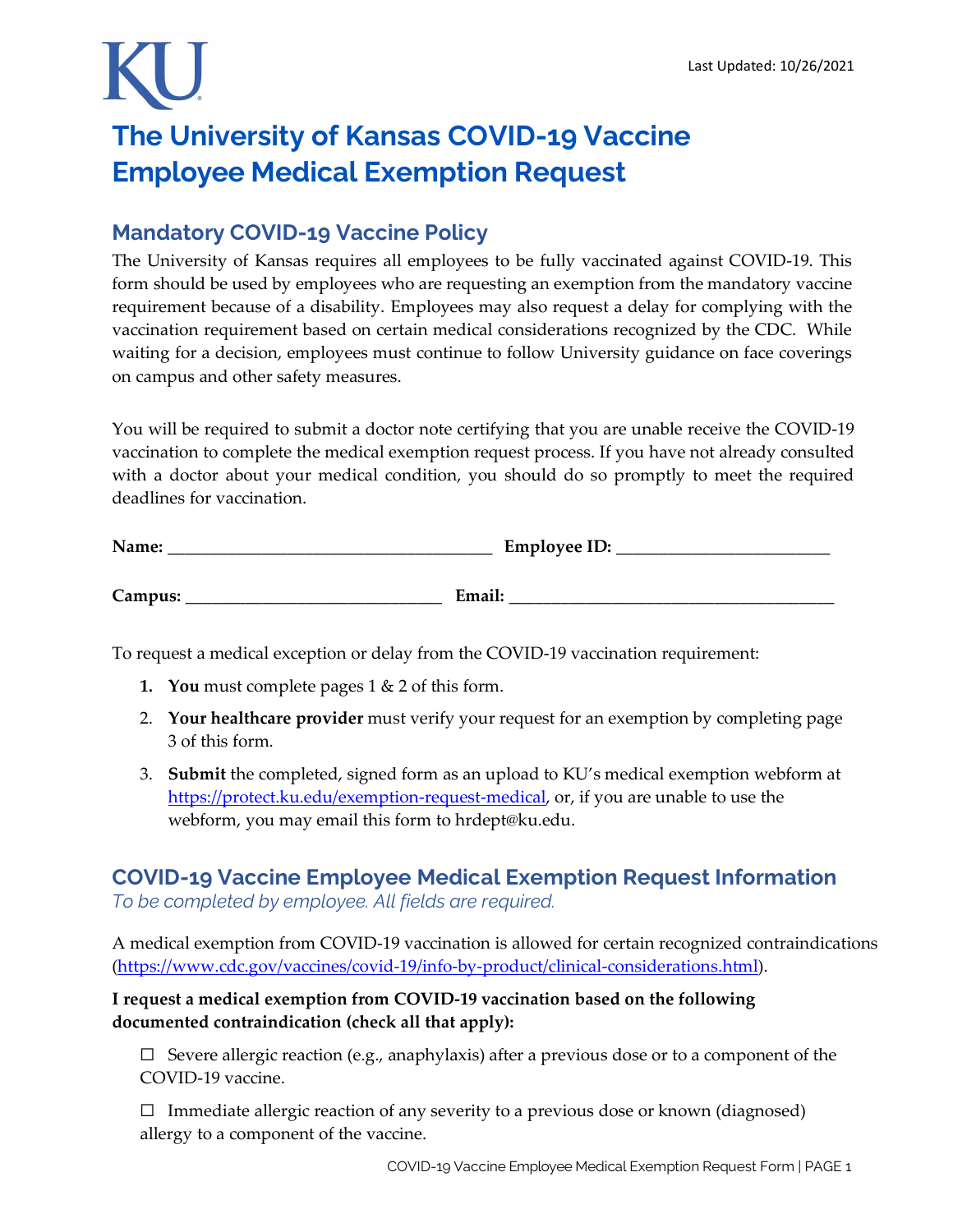Last Updated: 10/26/2021

# The University of Kansas COVID-19 Vaccine Employee Medical Exemption Request

## Mandatory COVID-19 Vaccine Policy

The University of Kansas requires all employees to be fully vaccinated against COVID-19. This form should be used by employees who are requesting an exemption from the mandatory vaccine requirement because of a disability. Employees may also request a delay for complying with the vaccination requirement based on certain medical considerations recognized by the CDC. While waiting for a decision, employees must continue to follow University guidance on face coverings on campus and other safety measures.

You will be required to submit a doctor note certifying that you are unable receive the COVID-19 vaccination to complete the medical exemption request process. If you have not already consulted with a doctor about your medical condition, you should do so promptly to meet the required deadlines for vaccination.

**Name:** ______________________________________ **Employee ID:** _________________________

**Campus:** ______________________________ **Email:** ______________________________________

To request a medical exception or delay from the COVID-19 vaccination requirement:

1. **You** must complete pages 1 & 2 of this form.
2. **Your healthcare provider** must verify your request for an exemption by completing page 3 of this form.
3. **Submit** the completed, signed form as an upload to KU's medical exemption webform at https://protect.ku.edu/exemption-request-medical, or, if you are unable to use the webform, you may email this form to hrdept@ku.edu.

## COVID-19 Vaccine Employee Medical Exemption Request Information

*To be completed by employee. All fields are required.*

A medical exemption from COVID-19 vaccination is allowed for certain recognized contraindications (https://www.cdc.gov/vaccines/covid-19/info-by-product/clinical-considerations.html).

**I request a medical exemption from COVID-19 vaccination based on the following documented contraindication (check all that apply):**

☐ Severe allergic reaction (e.g., anaphylaxis) after a previous dose or to a component of the COVID-19 vaccine.

☐ Immediate allergic reaction of any severity to a previous dose or known (diagnosed) allergy to a component of the vaccine.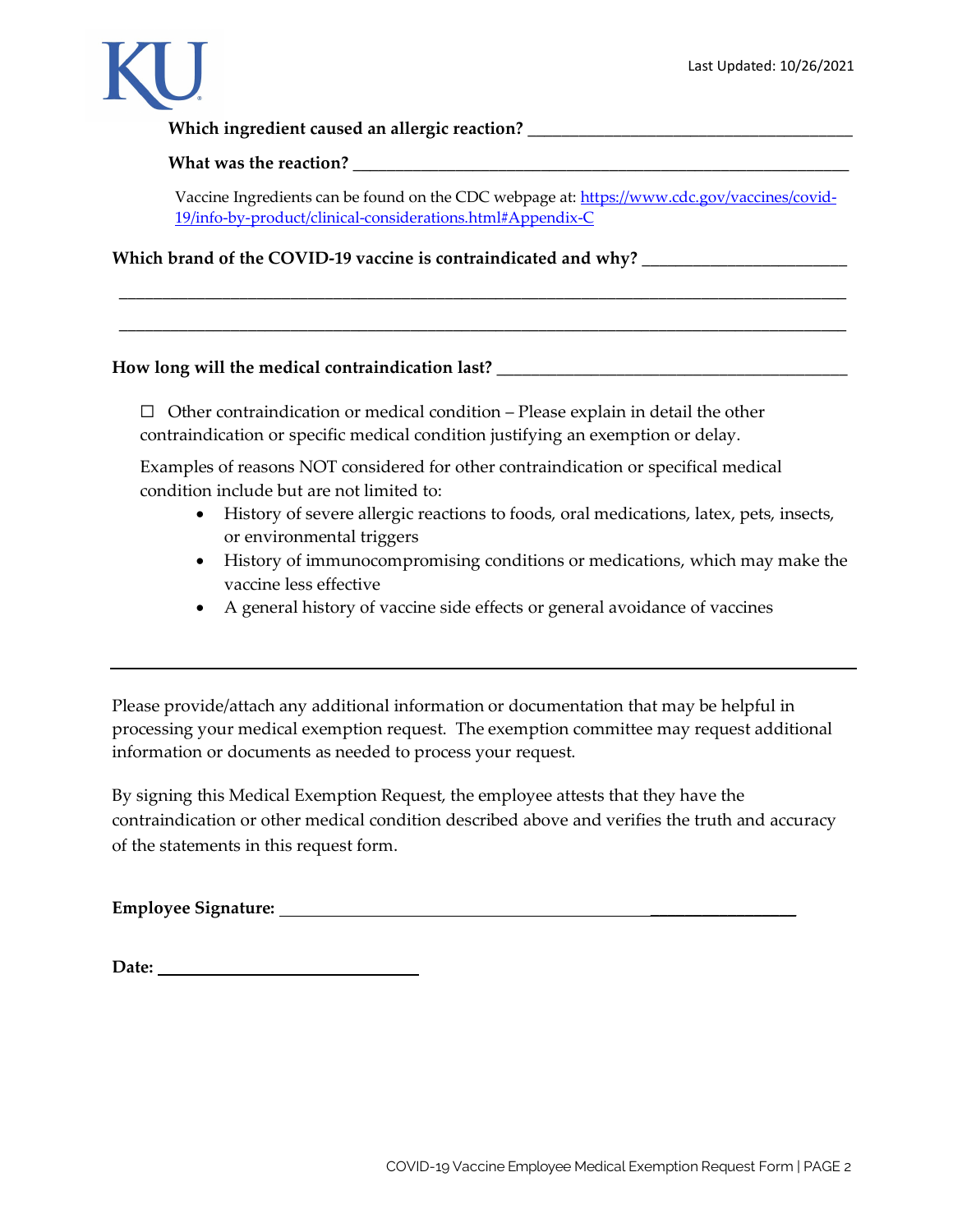**Which ingredient caused an allergic reaction?** ______________________________________

**What was the reaction?** ________________________________________________________

Vaccine Ingredients can be found on the CDC webpage at: [https://www.cdc.gov/vaccines/covid-19/info-by-product/clinical-considerations.html#Appendix-C](https://www.cdc.gov/vaccines/covid-19/info-by-product/clinical-considerations.html#Appendix-C)

**Which brand of the COVID-19 vaccine is contraindicated and why?** _______________________

_____________________________________________________________________________

_____________________________________________________________________________

**How long will the medical contraindication last?** ________________________________________

☐ Other contraindication or medical condition – Please explain in detail the other contraindication or specific medical condition justifying an exemption or delay.

Examples of reasons NOT considered for other contraindication or specifical medical condition include but are not limited to:

- History of severe allergic reactions to foods, oral medications, latex, pets, insects, or environmental triggers
- History of immunocompromising conditions or medications, which may make the vaccine less effective
- A general history of vaccine side effects or general avoidance of vaccines

---

Please provide/attach any additional information or documentation that may be helpful in processing your medical exemption request. The exemption committee may request additional information or documents as needed to process your request.

By signing this Medical Exemption Request, the employee attests that they have the contraindication or other medical condition described above and verifies the truth and accuracy of the statements in this request form.

**Employee Signature:** ____________________________________________

**Date:** ____________________________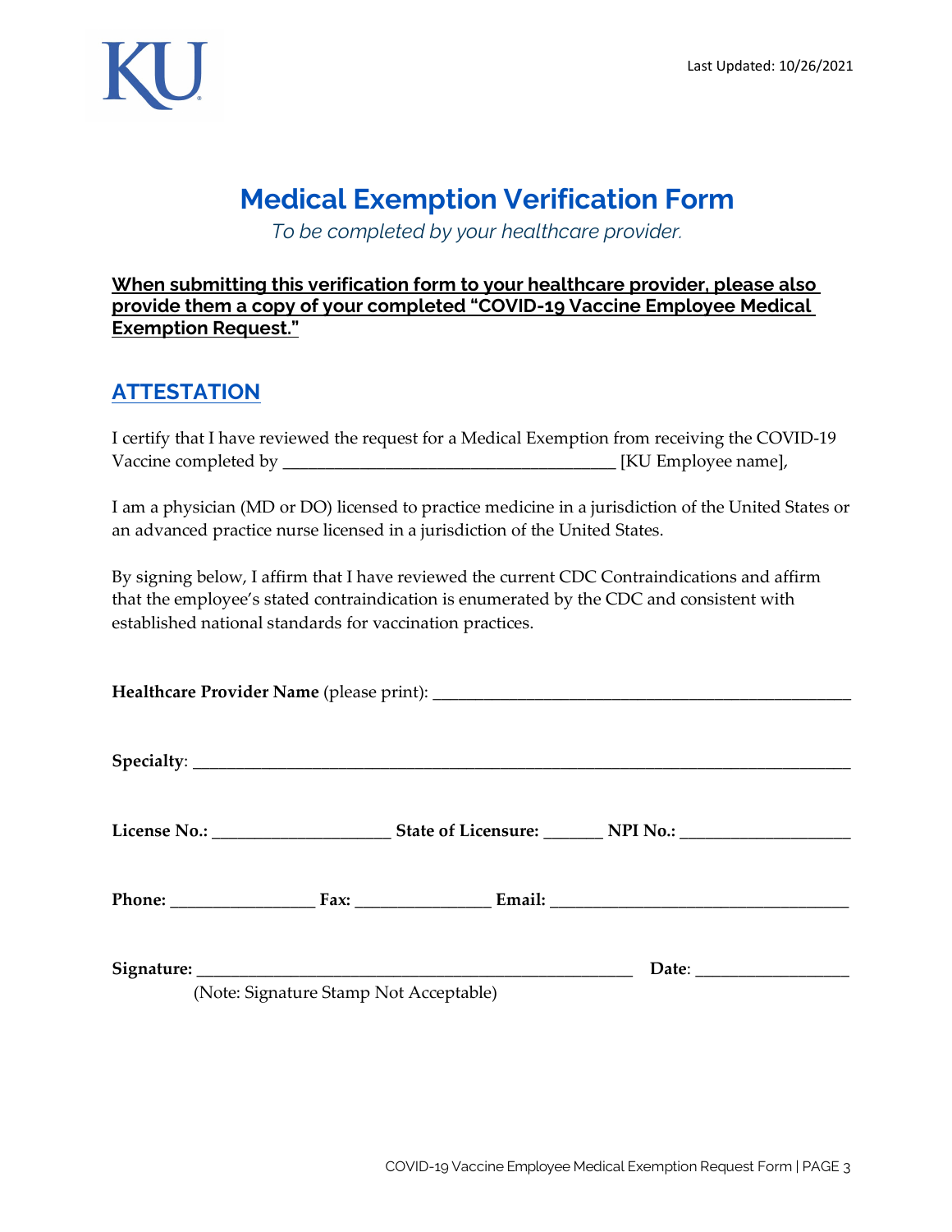# Medical Exemption Verification Form

*To be completed by your healthcare provider.*

**When submitting this verification form to your healthcare provider, please also provide them a copy of your completed "COVID-19 Vaccine Employee Medical Exemption Request."**

## ATTESTATION

I certify that I have reviewed the request for a Medical Exemption from receiving the COVID-19 Vaccine completed by ______________________________________ [KU Employee name],

I am a physician (MD or DO) licensed to practice medicine in a jurisdiction of the United States or an advanced practice nurse licensed in a jurisdiction of the United States.

By signing below, I affirm that I have reviewed the current CDC Contraindications and affirm that the employee's stated contraindication is enumerated by the CDC and consistent with established national standards for vaccination practices.

**Healthcare Provider Name** (please print): ______________________________________________

**Specialty**: ______________________________________________________________________

**License No.:** ____________________ **State of Licensure:** _______ **NPI No.:** ___________________

**Phone:** ________________ **Fax:** _______________ **Email:** __________________________________

**Signature:** ________________________________________________ **Date**: _________________
(Note: Signature Stamp Not Acceptable)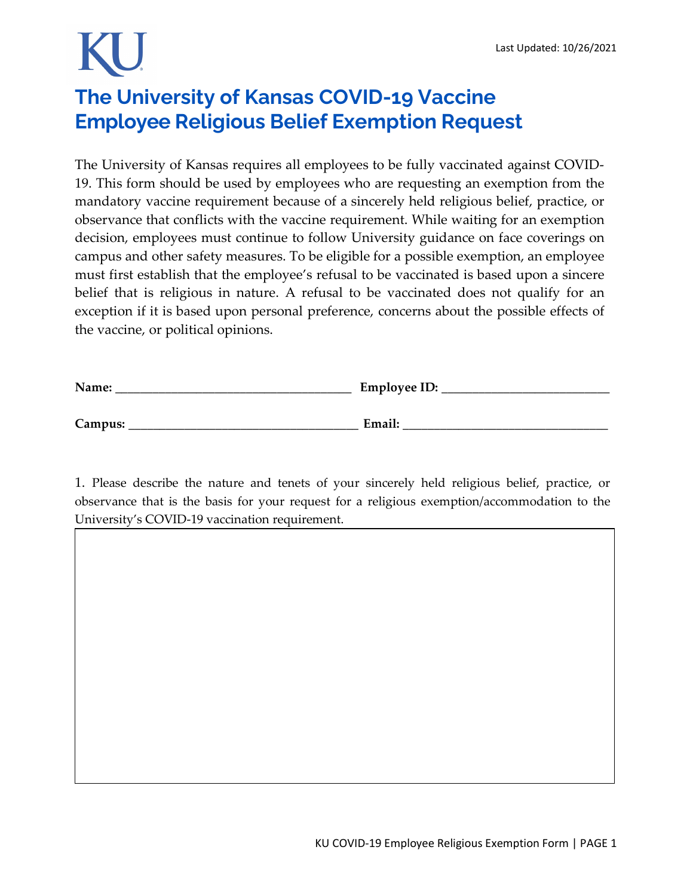KU

Last Updated: 10/26/2021

# The University of Kansas COVID-19 Vaccine Employee Religious Belief Exemption Request

The University of Kansas requires all employees to be fully vaccinated against COVID-19. This form should be used by employees who are requesting an exemption from the mandatory vaccine requirement because of a sincerely held religious belief, practice, or observance that conflicts with the vaccine requirement. While waiting for an exemption decision, employees must continue to follow University guidance on face coverings on campus and other safety measures. To be eligible for a possible exemption, an employee must first establish that the employee's refusal to be vaccinated is based upon a sincere belief that is religious in nature. A refusal to be vaccinated does not qualify for an exception if it is based upon personal preference, concerns about the possible effects of the vaccine, or political opinions.

**Name:** ______________________________________ **Employee ID:** ___________________________

**Campus:** _____________________________________ **Email:** _________________________________

1. Please describe the nature and tenets of your sincerely held religious belief, practice, or observance that is the basis for your request for a religious exemption/accommodation to the University's COVID-19 vaccination requirement.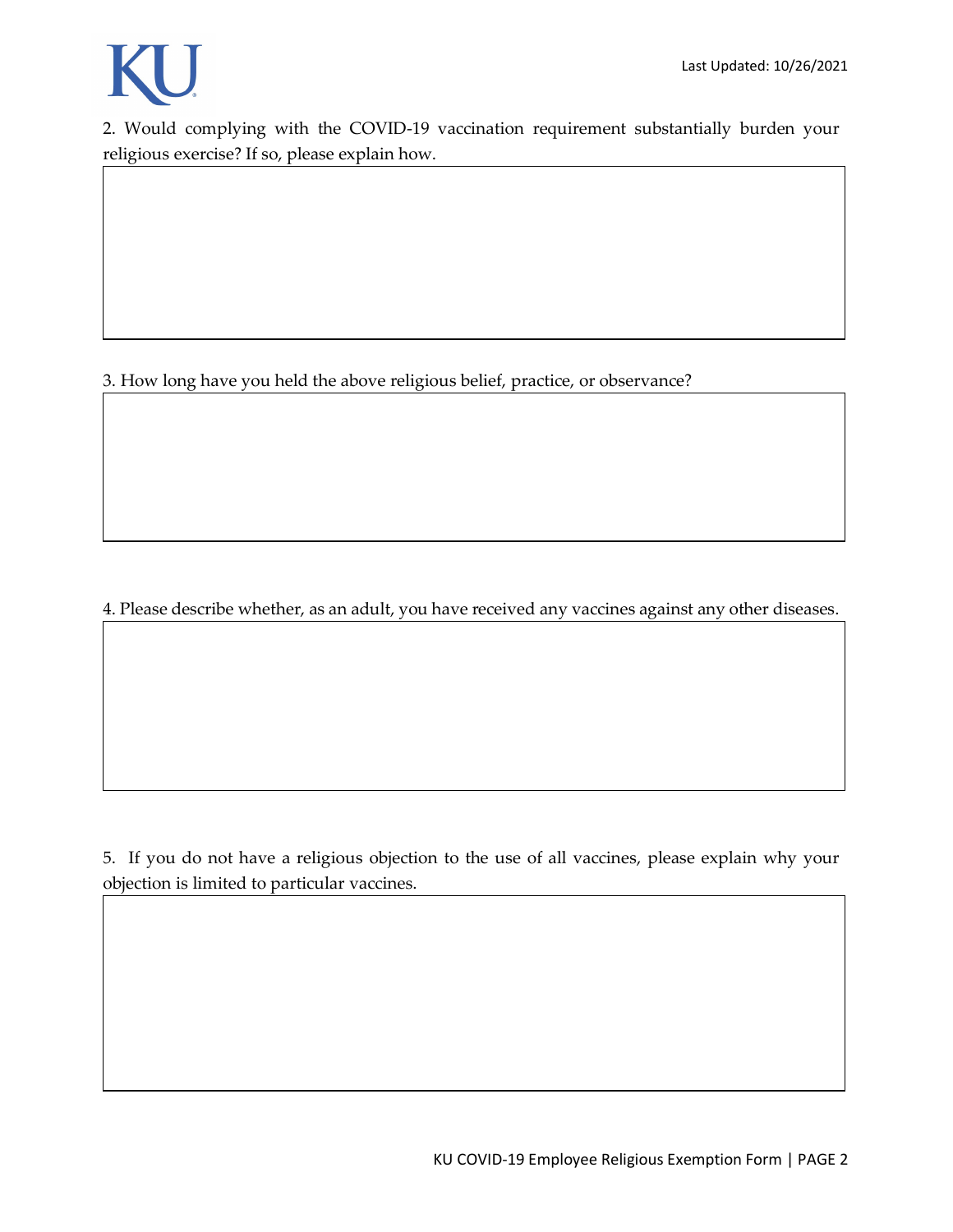2. Would complying with the COVID-19 vaccination requirement substantially burden your religious exercise? If so, please explain how.

3. How long have you held the above religious belief, practice, or observance?

4. Please describe whether, as an adult, you have received any vaccines against any other diseases.

5. If you do not have a religious objection to the use of all vaccines, please explain why your objection is limited to particular vaccines.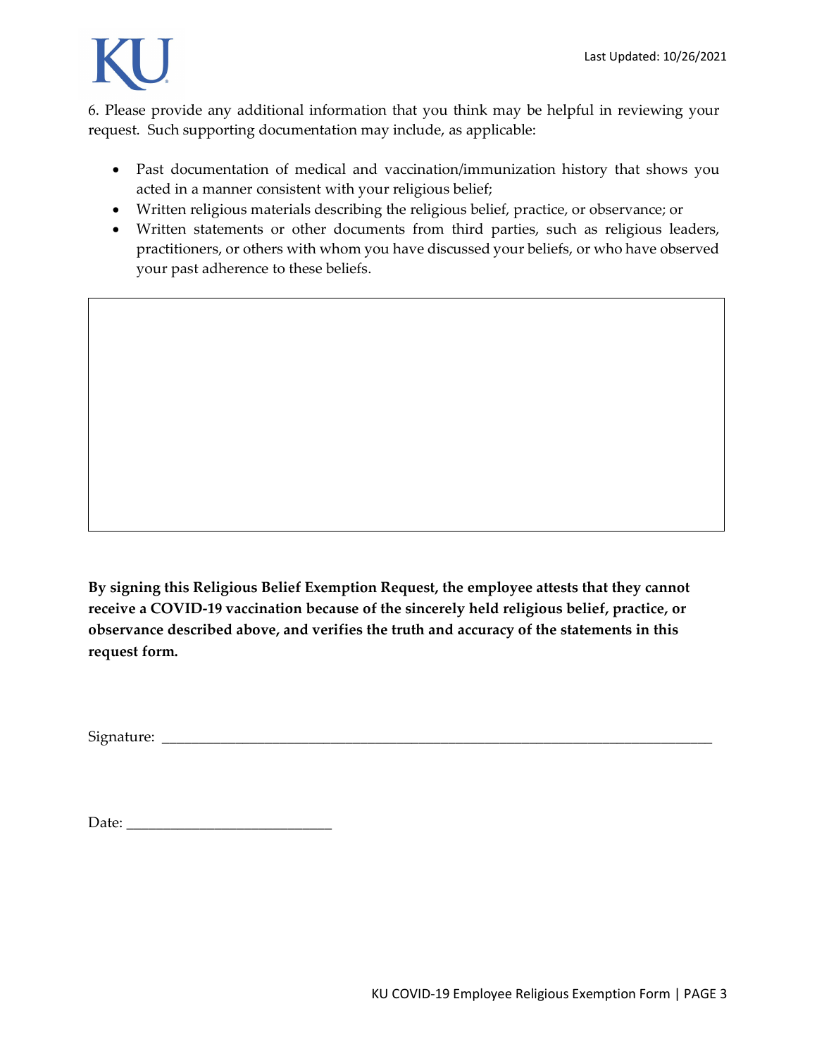6. Please provide any additional information that you think may be helpful in reviewing your request. Such supporting documentation may include, as applicable:

- Past documentation of medical and vaccination/immunization history that shows you acted in a manner consistent with your religious belief;
- Written religious materials describing the religious belief, practice, or observance; or
- Written statements or other documents from third parties, such as religious leaders, practitioners, or others with whom you have discussed your beliefs, or who have observed your past adherence to these beliefs.

**By signing this Religious Belief Exemption Request, the employee attests that they cannot receive a COVID-19 vaccination because of the sincerely held religious belief, practice, or observance described above, and verifies the truth and accuracy of the statements in this request form.**

Signature: ___________________________________________________________________________

Date: ___________________________